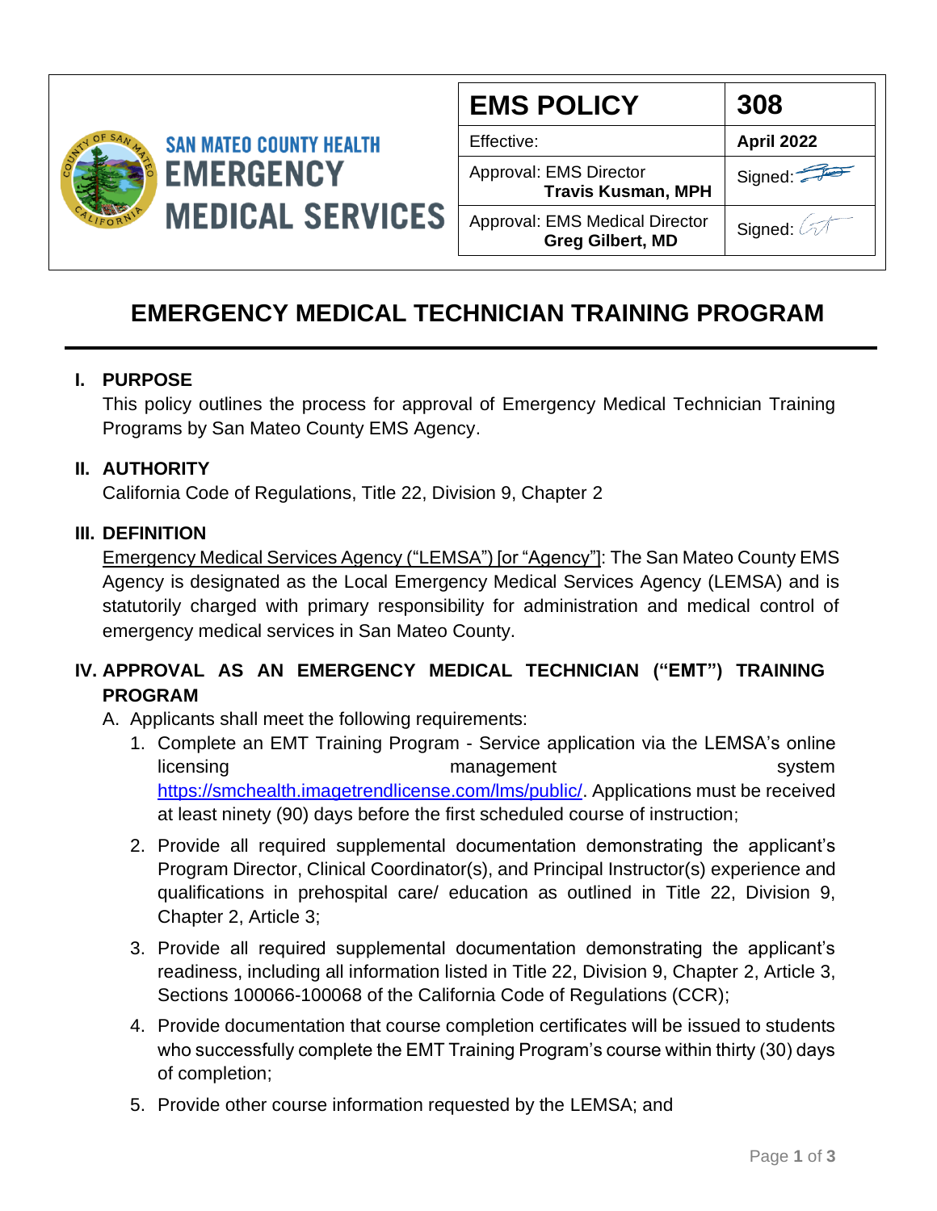| SAN MATEO COUNTY HEALTH EMERGENCY MEDICAL SERVICES | EMS POLICY | 308 |
|---|---|---|
| | Effective: | **April 2022** |
| | Approval: EMS Director **Travis Kusman, MPH** | Signed: |
| | Approval: EMS Medical Director **Greg Gilbert, MD** | Signed: |

# EMERGENCY MEDICAL TECHNICIAN TRAINING PROGRAM

## I. PURPOSE

This policy outlines the process for approval of Emergency Medical Technician Training Programs by San Mateo County EMS Agency.

## II. AUTHORITY

California Code of Regulations, Title 22, Division 9, Chapter 2

## III. DEFINITION

Emergency Medical Services Agency ("LEMSA") [or "Agency"]: The San Mateo County EMS Agency is designated as the Local Emergency Medical Services Agency (LEMSA) and is statutorily charged with primary responsibility for administration and medical control of emergency medical services in San Mateo County.

## IV. APPROVAL AS AN EMERGENCY MEDICAL TECHNICIAN ("EMT") TRAINING PROGRAM

A. Applicants shall meet the following requirements:

1. Complete an EMT Training Program - Service application via the LEMSA's online licensing management system https://smchealth.imagetrendlicense.com/lms/public/. Applications must be received at least ninety (90) days before the first scheduled course of instruction;
2. Provide all required supplemental documentation demonstrating the applicant's Program Director, Clinical Coordinator(s), and Principal Instructor(s) experience and qualifications in prehospital care/ education as outlined in Title 22, Division 9, Chapter 2, Article 3;
3. Provide all required supplemental documentation demonstrating the applicant's readiness, including all information listed in Title 22, Division 9, Chapter 2, Article 3, Sections 100066-100068 of the California Code of Regulations (CCR);
4. Provide documentation that course completion certificates will be issued to students who successfully complete the EMT Training Program's course within thirty (30) days of completion;
5. Provide other course information requested by the LEMSA; and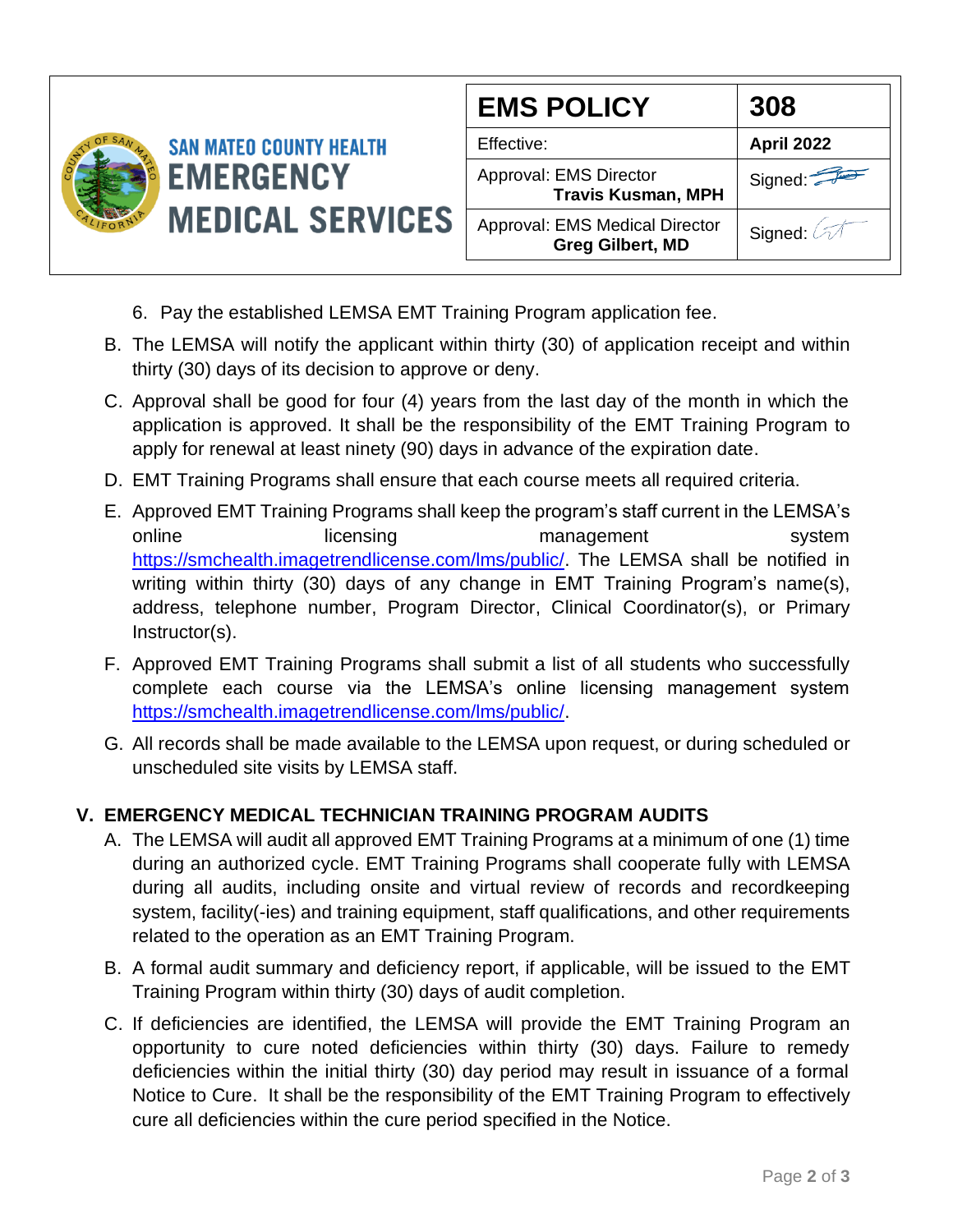6. Pay the established LEMSA EMT Training Program application fee.

B. The LEMSA will notify the applicant within thirty (30) of application receipt and within thirty (30) days of its decision to approve or deny.

C. Approval shall be good for four (4) years from the last day of the month in which the application is approved. It shall be the responsibility of the EMT Training Program to apply for renewal at least ninety (90) days in advance of the expiration date.

D. EMT Training Programs shall ensure that each course meets all required criteria.

E. Approved EMT Training Programs shall keep the program's staff current in the LEMSA's online licensing management system https://smchealth.imagetrendlicense.com/lms/public/. The LEMSA shall be notified in writing within thirty (30) days of any change in EMT Training Program's name(s), address, telephone number, Program Director, Clinical Coordinator(s), or Primary Instructor(s).

F. Approved EMT Training Programs shall submit a list of all students who successfully complete each course via the LEMSA's online licensing management system https://smchealth.imagetrendlicense.com/lms/public/.

G. All records shall be made available to the LEMSA upon request, or during scheduled or unscheduled site visits by LEMSA staff.

## V. EMERGENCY MEDICAL TECHNICIAN TRAINING PROGRAM AUDITS

A. The LEMSA will audit all approved EMT Training Programs at a minimum of one (1) time during an authorized cycle. EMT Training Programs shall cooperate fully with LEMSA during all audits, including onsite and virtual review of records and recordkeeping system, facility(-ies) and training equipment, staff qualifications, and other requirements related to the operation as an EMT Training Program.

B. A formal audit summary and deficiency report, if applicable, will be issued to the EMT Training Program within thirty (30) days of audit completion.

C. If deficiencies are identified, the LEMSA will provide the EMT Training Program an opportunity to cure noted deficiencies within thirty (30) days. Failure to remedy deficiencies within the initial thirty (30) day period may result in issuance of a formal Notice to Cure. It shall be the responsibility of the EMT Training Program to effectively cure all deficiencies within the cure period specified in the Notice.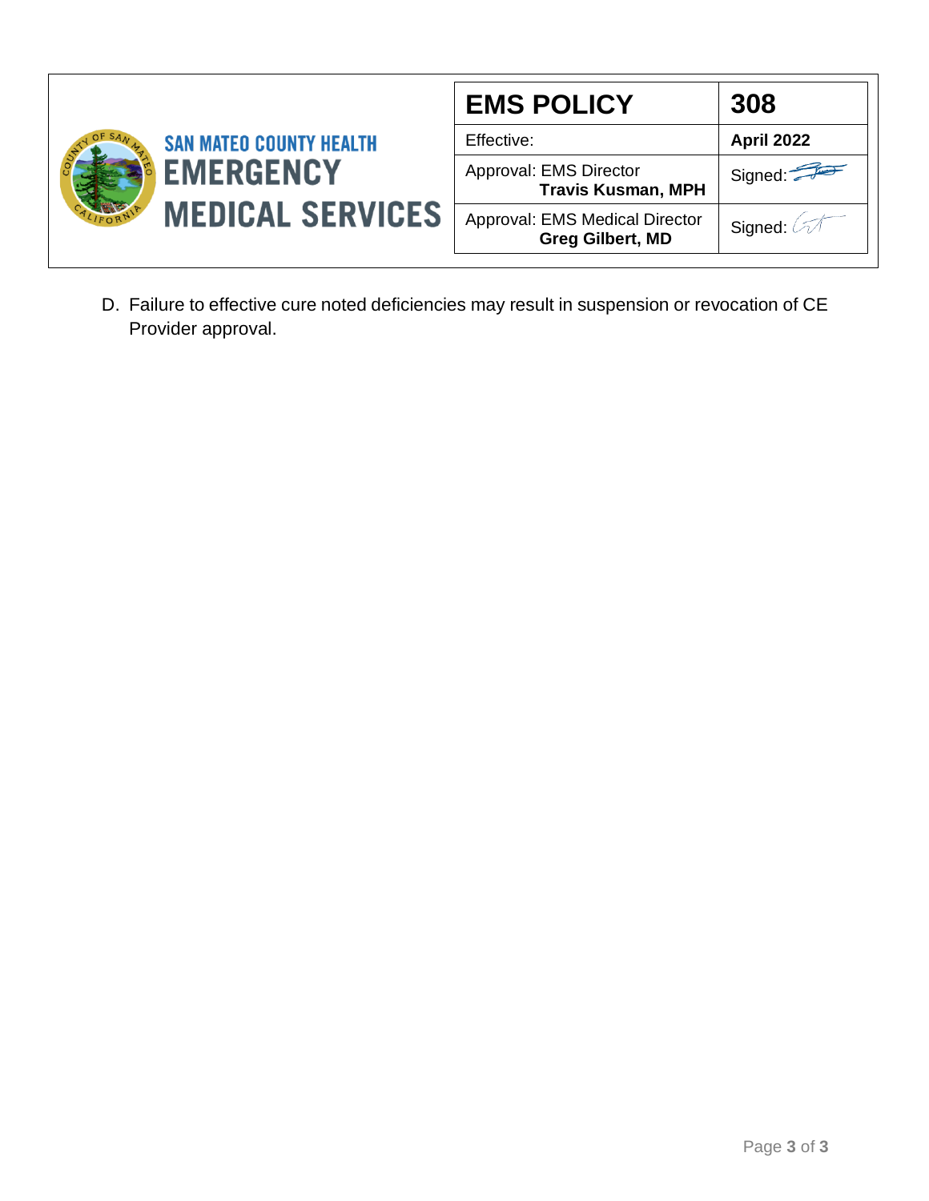D. Failure to effective cure noted deficiencies may result in suspension or revocation of CE Provider approval.